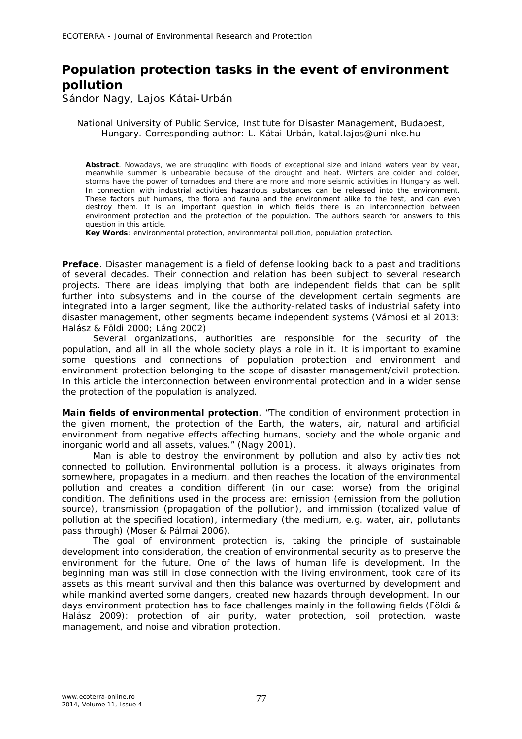# Population protection tasks in the event of environment pollution

Sándor Nagy, Lajos Kátai-Urbán

National University of Public Service, Institute for Disaster Management, Budapest, Hungary. Corresponding author: L. Kátai-Urbán, katal.lajos@uni-nke.hu

**Abstract**. Nowadays, we are struggling with floods of exceptional size and inland waters year by year, meanwhile summer is unbearable because of the drought and heat. Winters are colder and colder, storms have the power of tornadoes and there are more and more seismic activities in Hungary as well. In connection with industrial activities hazardous substances can be released into the environment. These factors put humans, the flora and fauna and the environment alike to the test, and can even destroy them. It is an important question in which fields there is an interconnection between environment protection and the protection of the population. The authors search for answers to this question in this article.

**Key Words**: environmental protection, environmental pollution, population protection.

**Preface**. Disaster management is a field of defense looking back to a past and traditions of several decades. Their connection and relation has been subject to several research projects. There are ideas implying that both are independent fields that can be split further into subsystems and in the course of the development certain segments are integrated into a larger segment, like the authority-related tasks of industrial safety into disaster management, other segments became independent systems (Vámosi et al 2013; Halász & Földi 2000; Láng 2002)

Several organizations, authorities are responsible for the security of the population, and all in all the whole society plays a role in it. It is important to examine some questions and connections of population protection and environment and environment protection belonging to the scope of disaster management/civil protection. In this article the interconnection between environmental protection and in a wider sense the protection of the population is analyzed.

**Main fields of environmental protection**. "The condition of environment protection in the given moment, the protection of the Earth, the waters, air, natural and artificial environment from negative effects affecting humans, society and the whole organic and inorganic world and all assets, values." (Nagy 2001).

Man is able to destroy the environment by pollution and also by activities not connected to pollution. Environmental pollution is a process, it always originates from somewhere, propagates in a medium, and then reaches the location of the environmental pollution and creates a condition different (in our case: worse) from the original condition. The definitions used in the process are: emission (emission from the pollution source), transmission (propagation of the pollution), and immission (totalized value of pollution at the specified location), intermediary (the medium, e.g. water, air, pollutants pass through) (Moser & Pálmai 2006).

The goal of environment protection is, taking the principle of sustainable development into consideration, the creation of environmental security as to preserve the environment for the future. One of the laws of human life is development. In the beginning man was still in close connection with the living environment, took care of its assets as this meant survival and then this balance was overturned by development and while mankind averted some dangers, created new hazards through development. In our days environment protection has to face challenges mainly in the following fields (Földi & Halász 2009): protection of air purity, water protection, soil protection, waste management, and noise and vibration protection.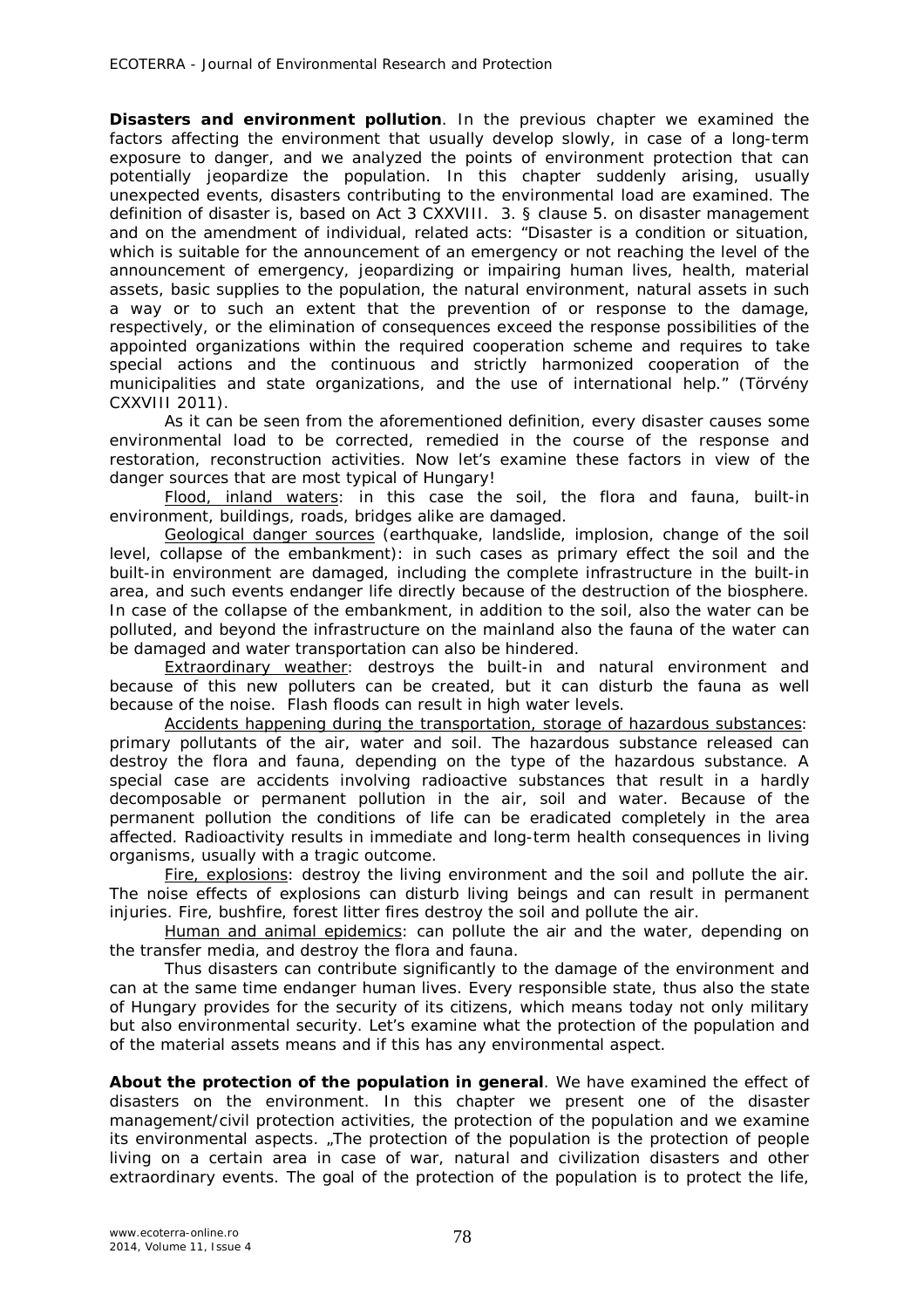**Disasters and environment pollution**. In the previous chapter we examined the factors affecting the environment that usually develop slowly, in case of a long-term exposure to danger, and we analyzed the points of environment protection that can potentially jeopardize the population. In this chapter suddenly arising, usually unexpected events, disasters contributing to the environmental load are examined. The definition of disaster is, based on Act 3 CXXVIII. 3. § clause 5. on disaster management and on the amendment of individual, related acts: "Disaster is a condition or situation, which is suitable for the announcement of an emergency or not reaching the level of the announcement of emergency, jeopardizing or impairing human lives, health, material assets, basic supplies to the population, the natural environment, natural assets in such a way or to such an extent that the prevention of or response to the damage, respectively, or the elimination of consequences exceed the response possibilities of the appointed organizations within the required cooperation scheme and requires to take special actions and the continuous and strictly harmonized cooperation of the municipalities and state organizations, and the use of international help." (Törvény CXXVIII 2011).

As it can be seen from the aforementioned definition, every disaster causes some environmental load to be corrected, remedied in the course of the response and restoration, reconstruction activities. Now let's examine these factors in view of the danger sources that are most typical of Hungary!

Flood, inland waters: in this case the soil, the flora and fauna, built-in environment, buildings, roads, bridges alike are damaged.

Geological danger sources (earthquake, landslide, implosion, change of the soil level, collapse of the embankment): in such cases as primary effect the soil and the built-in environment are damaged, including the complete infrastructure in the built-in area, and such events endanger life directly because of the destruction of the biosphere. In case of the collapse of the embankment, in addition to the soil, also the water can be polluted, and beyond the infrastructure on the mainland also the fauna of the water can be damaged and water transportation can also be hindered.

Extraordinary weather: destroys the built-in and natural environment and because of this new polluters can be created, but it can disturb the fauna as well because of the noise. Flash floods can result in high water levels.

Accidents happening during the transportation, storage of hazardous substances: primary pollutants of the air, water and soil. The hazardous substance released can destroy the flora and fauna, depending on the type of the hazardous substance. A special case are accidents involving radioactive substances that result in a hardly decomposable or permanent pollution in the air, soil and water. Because of the permanent pollution the conditions of life can be eradicated completely in the area affected. Radioactivity results in immediate and long-term health consequences in living organisms, usually with a tragic outcome.

Fire, explosions: destroy the living environment and the soil and pollute the air. The noise effects of explosions can disturb living beings and can result in permanent injuries. Fire, bushfire, forest litter fires destroy the soil and pollute the air.

Human and animal epidemics: can pollute the air and the water, depending on the transfer media, and destroy the flora and fauna.

Thus disasters can contribute significantly to the damage of the environment and can at the same time endanger human lives. Every responsible state, thus also the state of Hungary provides for the security of its citizens, which means today not only military but also environmental security. Let's examine what the protection of the population and of the material assets means and if this has any environmental aspect.

**About the protection of the population in general**. We have examined the effect of disasters on the environment. In this chapter we present one of the disaster management/civil protection activities, the protection of the population and we examine its environmental aspects. „The protection of the population is the protection of people living on a certain area in case of war, natural and civilization disasters and other extraordinary events. The goal of the protection of the population is to protect the life,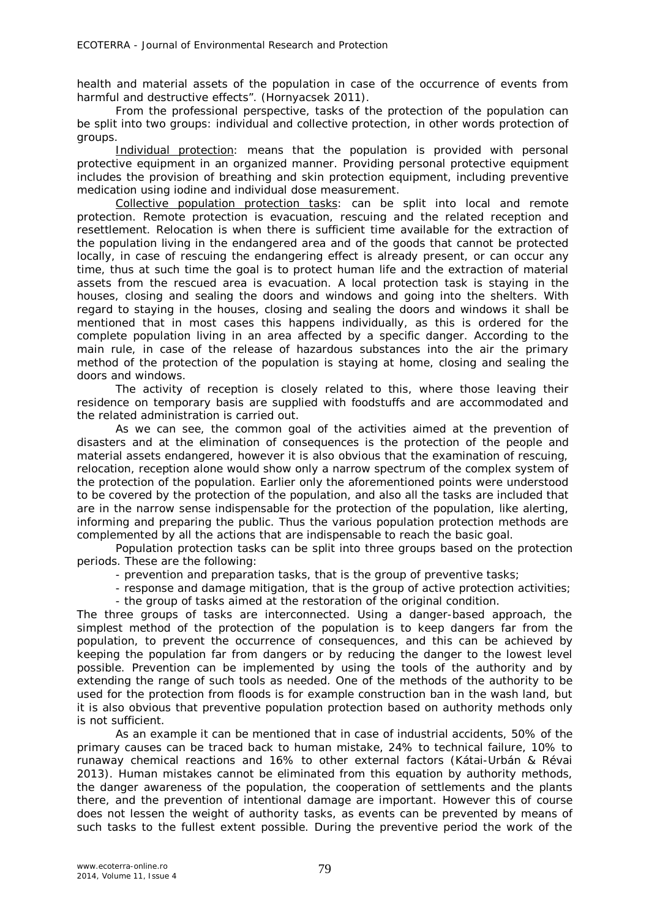health and material assets of the population in case of the occurrence of events from harmful and destructive effects". (Hornyacsek 2011).

From the professional perspective, tasks of the protection of the population can be split into two groups: individual and collective protection, in other words protection of groups.

Individual protection: means that the population is provided with personal protective equipment in an organized manner. Providing personal protective equipment includes the provision of breathing and skin protection equipment, including preventive medication using iodine and individual dose measurement.

Collective population protection tasks: can be split into local and remote protection. Remote protection is evacuation, rescuing and the related reception and resettlement. Relocation is when there is sufficient time available for the extraction of the population living in the endangered area and of the goods that cannot be protected locally, in case of rescuing the endangering effect is already present, or can occur any time, thus at such time the goal is to protect human life and the extraction of material assets from the rescued area is evacuation. A local protection task is staying in the houses, closing and sealing the doors and windows and going into the shelters. With regard to staying in the houses, closing and sealing the doors and windows it shall be mentioned that in most cases this happens individually, as this is ordered for the complete population living in an area affected by a specific danger. According to the main rule, in case of the release of hazardous substances into the air the primary method of the protection of the population is staying at home, closing and sealing the doors and windows.

The activity of reception is closely related to this, where those leaving their residence on temporary basis are supplied with foodstuffs and are accommodated and the related administration is carried out.

As we can see, the common goal of the activities aimed at the prevention of disasters and at the elimination of consequences is the protection of the people and material assets endangered, however it is also obvious that the examination of rescuing, relocation, reception alone would show only a narrow spectrum of the complex system of the protection of the population. Earlier only the aforementioned points were understood to be covered by the protection of the population, and also all the tasks are included that are in the narrow sense indispensable for the protection of the population, like alerting, informing and preparing the public. Thus the various population protection methods are complemented by all the actions that are indispensable to reach the basic goal.

Population protection tasks can be split into three groups based on the protection periods. These are the following:

- prevention and preparation tasks, that is the group of preventive tasks;
- response and damage mitigation, that is the group of active protection activities;
- the group of tasks aimed at the restoration of the original condition.

The three groups of tasks are interconnected. Using a danger-based approach, the simplest method of the protection of the population is to keep dangers far from the population, to prevent the occurrence of consequences, and this can be achieved by keeping the population far from dangers or by reducing the danger to the lowest level possible. Prevention can be implemented by using the tools of the authority and by extending the range of such tools as needed. One of the methods of the authority to be used for the protection from floods is for example construction ban in the wash land, but it is also obvious that preventive population protection based on authority methods only is not sufficient.

As an example it can be mentioned that in case of industrial accidents, 50% of the primary causes can be traced back to human mistake, 24% to technical failure, 10% to runaway chemical reactions and 16% to other external factors (Kátai-Urbán & Révai 2013). Human mistakes cannot be eliminated from this equation by authority methods, the danger awareness of the population, the cooperation of settlements and the plants there, and the prevention of intentional damage are important. However this of course does not lessen the weight of authority tasks, as events can be prevented by means of such tasks to the fullest extent possible. During the preventive period the work of the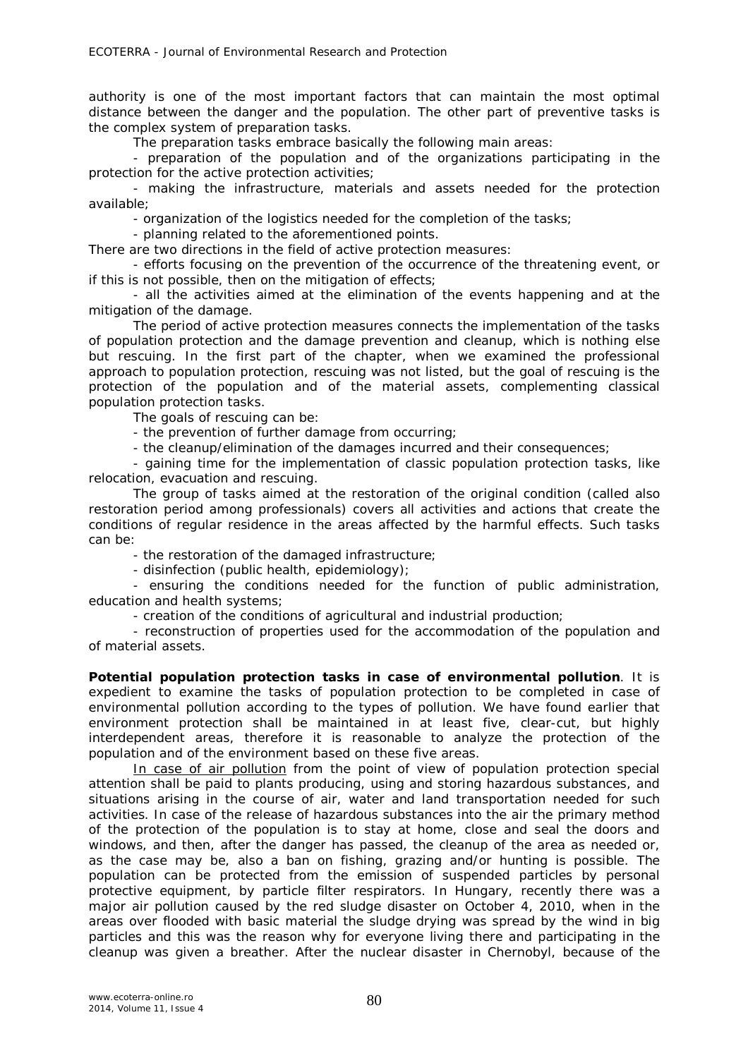authority is one of the most important factors that can maintain the most optimal distance between the danger and the population. The other part of preventive tasks is the complex system of preparation tasks.

The preparation tasks embrace basically the following main areas:

- preparation of the population and of the organizations participating in the protection for the active protection activities;
- making the infrastructure, materials and assets needed for the protection available;
- organization of the logistics needed for the completion of the tasks;
- planning related to the aforementioned points.

There are two directions in the field of active protection measures:

- efforts focusing on the prevention of the occurrence of the threatening event, or if this is not possible, then on the mitigation of effects;
- all the activities aimed at the elimination of the events happening and at the mitigation of the damage.

The period of active protection measures connects the implementation of the tasks of population protection and the damage prevention and cleanup, which is nothing else but rescuing. In the first part of the chapter, when we examined the professional approach to population protection, rescuing was not listed, but the goal of rescuing is the protection of the population and of the material assets, complementing classical population protection tasks.

The goals of rescuing can be:

- the prevention of further damage from occurring;
- the cleanup/elimination of the damages incurred and their consequences;
- gaining time for the implementation of classic population protection tasks, like relocation, evacuation and rescuing.

The group of tasks aimed at the restoration of the original condition (called also restoration period among professionals) covers all activities and actions that create the conditions of regular residence in the areas affected by the harmful effects. Such tasks can be:

- the restoration of the damaged infrastructure;
- disinfection (public health, epidemiology);
- ensuring the conditions needed for the function of public administration, education and health systems;
- creation of the conditions of agricultural and industrial production;
- reconstruction of properties used for the accommodation of the population and of material assets.

**Potential population protection tasks in case of environmental pollution**. It is expedient to examine the tasks of population protection to be completed in case of environmental pollution according to the types of pollution. We have found earlier that environment protection shall be maintained in at least five, clear-cut, but highly interdependent areas, therefore it is reasonable to analyze the protection of the population and of the environment based on these five areas.

In case of air pollution from the point of view of population protection special attention shall be paid to plants producing, using and storing hazardous substances, and situations arising in the course of air, water and land transportation needed for such activities. In case of the release of hazardous substances into the air the primary method of the protection of the population is to stay at home, close and seal the doors and windows, and then, after the danger has passed, the cleanup of the area as needed or, as the case may be, also a ban on fishing, grazing and/or hunting is possible. The population can be protected from the emission of suspended particles by personal protective equipment, by particle filter respirators. In Hungary, recently there was a major air pollution caused by the red sludge disaster on October 4, 2010, when in the areas over flooded with basic material the sludge drying was spread by the wind in big particles and this was the reason why for everyone living there and participating in the cleanup was given a breather. After the nuclear disaster in Chernobyl, because of the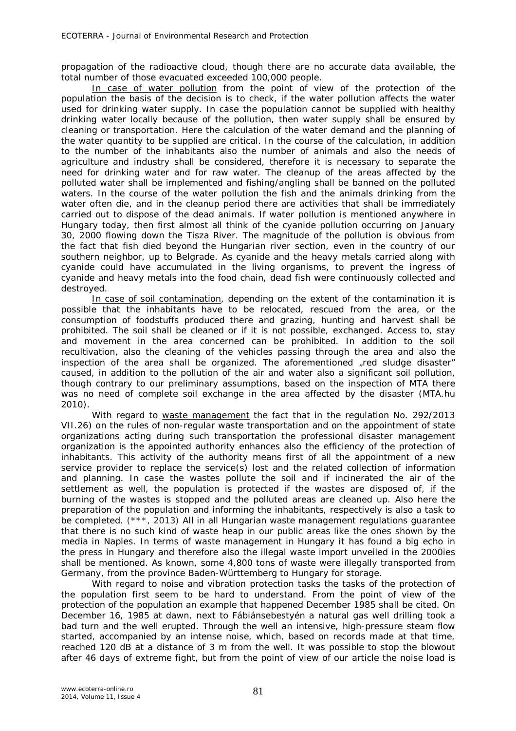propagation of the radioactive cloud, though there are no accurate data available, the total number of those evacuated exceeded 100,000 people.

In case of water pollution from the point of view of the protection of the population the basis of the decision is to check, if the water pollution affects the water used for drinking water supply. In case the population cannot be supplied with healthy drinking water locally because of the pollution, then water supply shall be ensured by cleaning or transportation. Here the calculation of the water demand and the planning of the water quantity to be supplied are critical. In the course of the calculation, in addition to the number of the inhabitants also the number of animals and also the needs of agriculture and industry shall be considered, therefore it is necessary to separate the need for drinking water and for raw water. The cleanup of the areas affected by the polluted water shall be implemented and fishing/angling shall be banned on the polluted waters. In the course of the water pollution the fish and the animals drinking from the water often die, and in the cleanup period there are activities that shall be immediately carried out to dispose of the dead animals. If water pollution is mentioned anywhere in Hungary today, then first almost all think of the cyanide pollution occurring on January 30, 2000 flowing down the Tisza River. The magnitude of the pollution is obvious from the fact that fish died beyond the Hungarian river section, even in the country of our southern neighbor, up to Belgrade. As cyanide and the heavy metals carried along with cyanide could have accumulated in the living organisms, to prevent the ingress of cyanide and heavy metals into the food chain, dead fish were continuously collected and destroyed.

In case of soil contamination, depending on the extent of the contamination it is possible that the inhabitants have to be relocated, rescued from the area, or the consumption of foodstuffs produced there and grazing, hunting and harvest shall be prohibited. The soil shall be cleaned or if it is not possible, exchanged. Access to, stay and movement in the area concerned can be prohibited. In addition to the soil recultivation, also the cleaning of the vehicles passing through the area and also the inspection of the area shall be organized. The aforementioned „red sludge disaster" caused, in addition to the pollution of the air and water also a significant soil pollution, though contrary to our preliminary assumptions, based on the inspection of MTA there was no need of complete soil exchange in the area affected by the disaster (MTA.hu 2010).

With regard to waste management the fact that in the regulation No. 292/2013 VII.26) on the rules of non-regular waste transportation and on the appointment of state organizations acting during such transportation the professional disaster management organization is the appointed authority enhances also the efficiency of the protection of inhabitants. This activity of the authority means first of all the appointment of a new service provider to replace the service(s) lost and the related collection of information and planning. In case the wastes pollute the soil and if incinerated the air of the settlement as well, the population is protected if the wastes are disposed of, if the burning of the wastes is stopped and the polluted areas are cleaned up. Also here the preparation of the population and informing the inhabitants, respectively is also a task to be completed. (***, 2013) All in all Hungarian waste management regulations guarantee that there is no such kind of waste heap in our public areas like the ones shown by the media in Naples. In terms of waste management in Hungary it has found a big echo in the press in Hungary and therefore also the illegal waste import unveiled in the 2000ies shall be mentioned. As known, some 4,800 tons of waste were illegally transported from Germany, from the province Baden-Württemberg to Hungary for storage.

With regard to noise and vibration protection tasks the tasks of the protection of the population first seem to be hard to understand. From the point of view of the protection of the population an example that happened December 1985 shall be cited. On December 16, 1985 at dawn, next to Fábiánsebestyén a natural gas well drilling took a bad turn and the well erupted. Through the well an intensive, high-pressure steam flow started, accompanied by an intense noise, which, based on records made at that time, reached 120 dB at a distance of 3 m from the well. It was possible to stop the blowout after 46 days of extreme fight, but from the point of view of our article the noise load is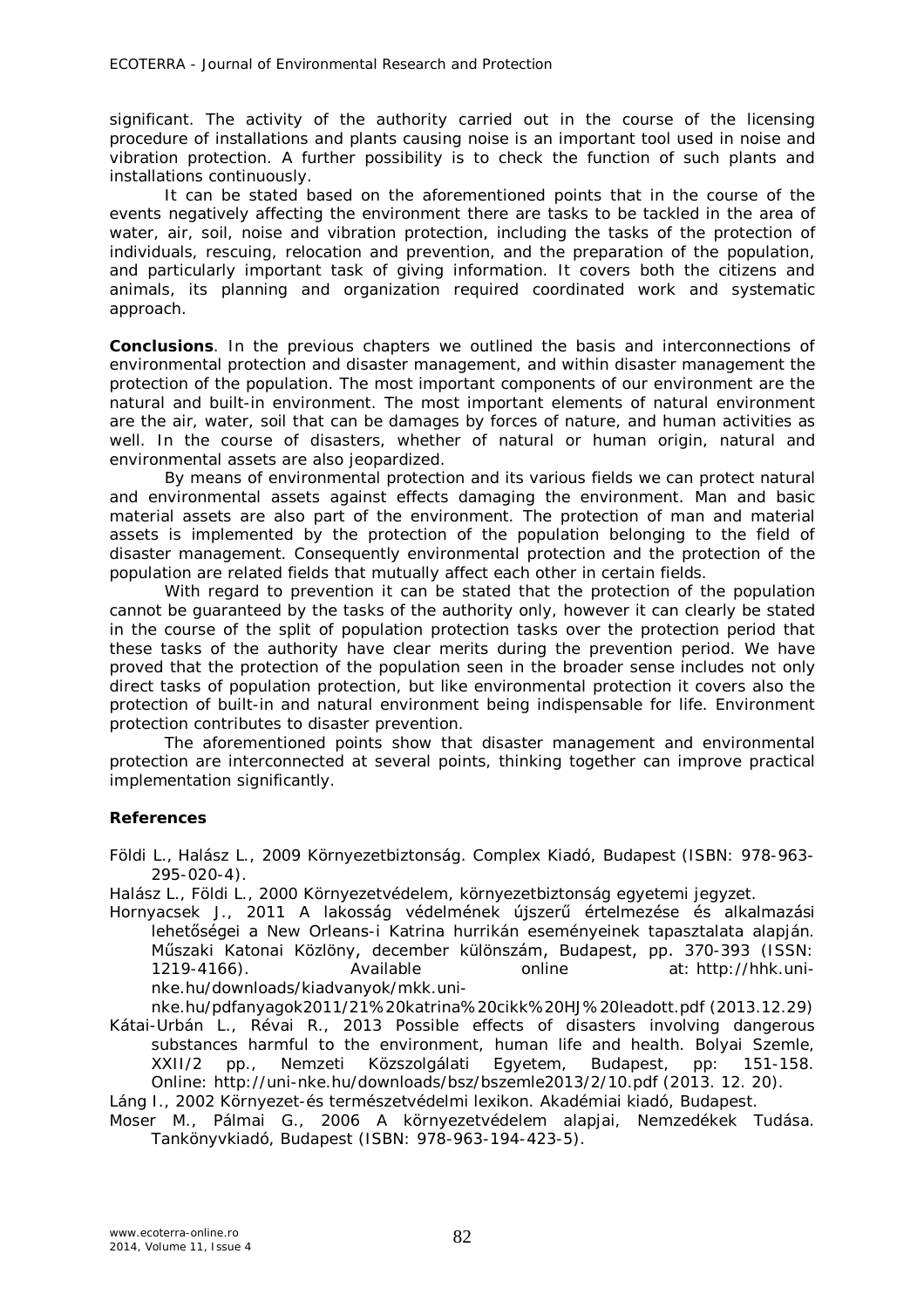significant. The activity of the authority carried out in the course of the licensing procedure of installations and plants causing noise is an important tool used in noise and vibration protection. A further possibility is to check the function of such plants and installations continuously.

It can be stated based on the aforementioned points that in the course of the events negatively affecting the environment there are tasks to be tackled in the area of water, air, soil, noise and vibration protection, including the tasks of the protection of individuals, rescuing, relocation and prevention, and the preparation of the population, and particularly important task of giving information. It covers both the citizens and animals, its planning and organization required coordinated work and systematic approach.

**Conclusions**. In the previous chapters we outlined the basis and interconnections of environmental protection and disaster management, and within disaster management the protection of the population. The most important components of our environment are the natural and built-in environment. The most important elements of natural environment are the air, water, soil that can be damages by forces of nature, and human activities as well. In the course of disasters, whether of natural or human origin, natural and environmental assets are also jeopardized.

By means of environmental protection and its various fields we can protect natural and environmental assets against effects damaging the environment. Man and basic material assets are also part of the environment. The protection of man and material assets is implemented by the protection of the population belonging to the field of disaster management. Consequently environmental protection and the protection of the population are related fields that mutually affect each other in certain fields.

With regard to prevention it can be stated that the protection of the population cannot be guaranteed by the tasks of the authority only, however it can clearly be stated in the course of the split of population protection tasks over the protection period that these tasks of the authority have clear merits during the prevention period. We have proved that the protection of the population seen in the broader sense includes not only direct tasks of population protection, but like environmental protection it covers also the protection of built-in and natural environment being indispensable for life. Environment protection contributes to disaster prevention.

The aforementioned points show that disaster management and environmental protection are interconnected at several points, thinking together can improve practical implementation significantly.

### References

Földi L., Halász L., 2009 Környezetbiztonság. Complex Kiadó, Budapest (ISBN: 978-963-295-020-4).

Halász L., Földi L., 2000 Környezetvédelem, környezetbiztonság egyetemi jegyzet.

Hornyacsek J., 2011 A lakosság védelmének újszerű értelmezése és alkalmazási lehetőségei a New Orleans-i Katrina hurrikán eseményeinek tapasztalata alapján. *Műszaki Katonai Közlöny, december különszám*, Budapest, pp. 370-393 (ISSN: 1219-4166). Available online at: http://hhk.uni-nke.hu/downloads/kiadvanyok/mkk.uni-nke.hu/pdfanyagok2011/21%20katrina%20cikk%20HJ%20leadott.pdf (2013.12.29)

Kátai-Urbán L., Révai R., 2013 Possible effects of disasters involving dangerous substances harmful to the environment, human life and health. Bolyai Szemle, XXII/2 pp., Nemzeti Közszolgálati Egyetem, Budapest, pp: 151-158. Online: http://uni-nke.hu/downloads/bsz/bszemle2013/2/10.pdf (2013. 12. 20).

Láng I., 2002 Környezet-és természetvédelmi lexikon. Akadémiai kiadó, Budapest.

Moser M., Pálmai G., 2006 A környezetvédelem alapjai, Nemzedékek Tudása. Tankönyvkiadó, Budapest (ISBN: 978-963-194-423-5).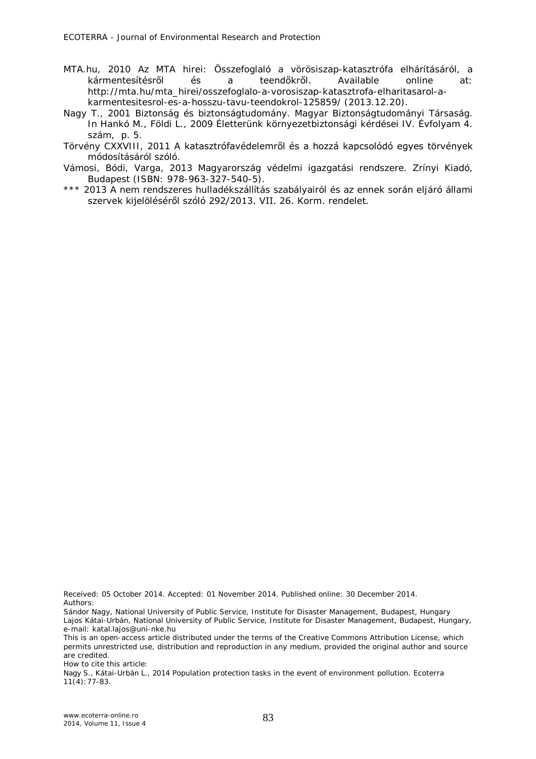MTA.hu, 2010 Az MTA hirei: Összefoglaló a vörösiszap-katasztrófa elhárításáról, a kármentesítésről és a teendőkről. Available online at: http://mta.hu/mta_hirei/osszefoglalo-a-vorosiszap-katasztrofa-elharitasarol-a-karmentesitesrol-es-a-hosszu-tavu-teendokrol-125859/ (2013.12.20).

Nagy T., 2001 Biztonság és biztonságtudomány. Magyar Biztonságtudományi Társaság. In Hankó M., Földi L., 2009 Életterünk környezetbiztonsági kérdései IV. Évfolyam 4. szám, p. 5.

Törvény CXXVIII, 2011 A katasztrófavédelemről és a hozzá kapcsolódó egyes törvények módosításáról szóló.

Vámosi, Bódi, Varga, 2013 Magyarország védelmi igazgatási rendszere. Zrínyi Kiadó, Budapest (ISBN: 978-963-327-540-5).

*** 2013 A nem rendszeres hulladékszállítás szabályairól és az ennek során eljáró állami szervek kijelöléséről szóló 292/2013. VII. 26. Korm. rendelet.

Received: 05 October 2014. Accepted: 01 November 2014. Published online: 30 December 2014.
Authors:
Sándor Nagy, National University of Public Service, Institute for Disaster Management, Budapest, Hungary
Lajos Kátai-Urbán, National University of Public Service, Institute for Disaster Management, Budapest, Hungary, e-mail: katal.lajos@uni-nke.hu
This is an open-access article distributed under the terms of the Creative Commons Attribution License, which permits unrestricted use, distribution and reproduction in any medium, provided the original author and source are credited.
How to cite this article:
Nagy S., Kátai-Urbán L., 2014 Population protection tasks in the event of environment pollution. Ecoterra 11(4):77-83.